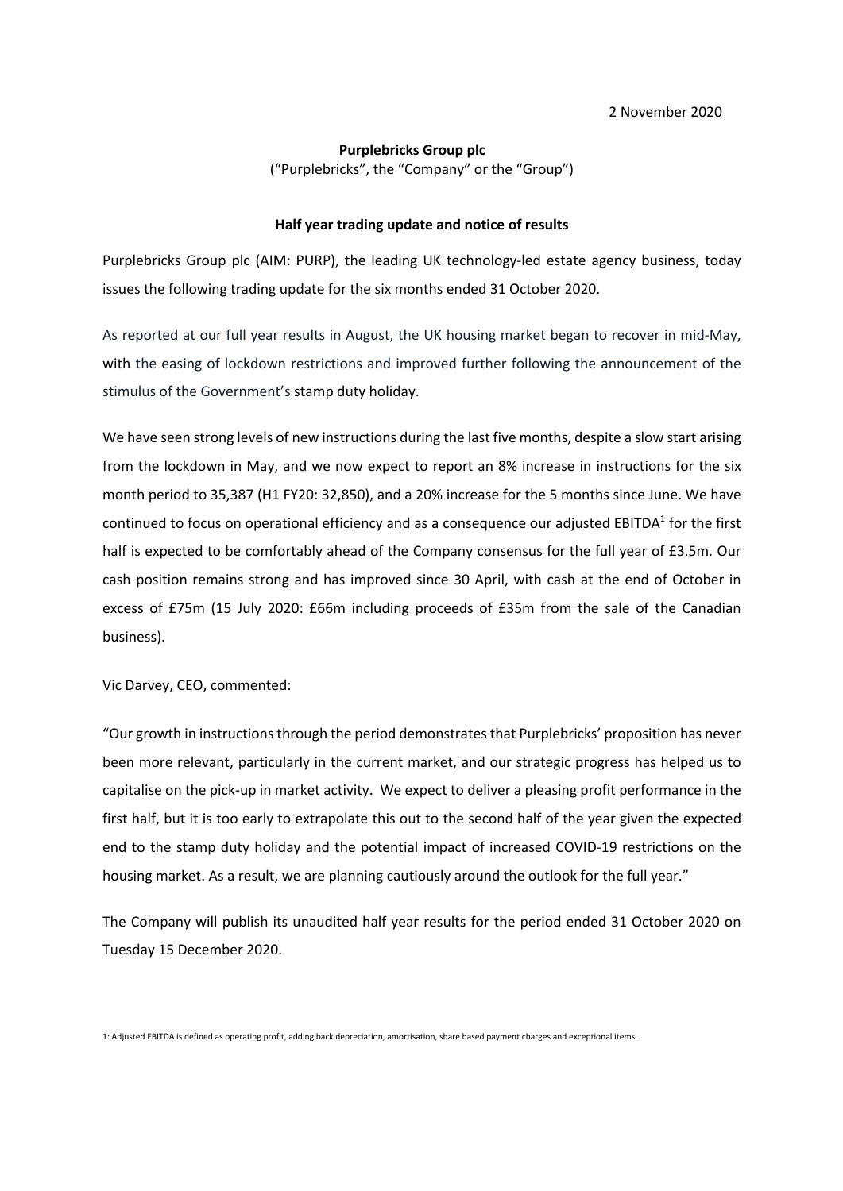2 November 2020

**Purplebricks Group plc**

("Purplebricks", the "Company" or the "Group")

**Half year trading update and notice of results**

Purplebricks Group plc (AIM: PURP), the leading UK technology-led estate agency business, today issues the following trading update for the six months ended 31 October 2020.

As reported at our full year results in August, the UK housing market began to recover in mid-May, with the easing of lockdown restrictions and improved further following the announcement of the stimulus of the Government's stamp duty holiday.

We have seen strong levels of new instructions during the last five months, despite a slow start arising from the lockdown in May, and we now expect to report an 8% increase in instructions for the six month period to 35,387 (H1 FY20: 32,850), and a 20% increase for the 5 months since June. We have continued to focus on operational efficiency and as a consequence our adjusted EBITDA[1] for the first half is expected to be comfortably ahead of the Company consensus for the full year of £3.5m. Our cash position remains strong and has improved since 30 April, with cash at the end of October in excess of £75m (15 July 2020: £66m including proceeds of £35m from the sale of the Canadian business).

Vic Darvey, CEO, commented:

"Our growth in instructions through the period demonstrates that Purplebricks' proposition has never been more relevant, particularly in the current market, and our strategic progress has helped us to capitalise on the pick-up in market activity. We expect to deliver a pleasing profit performance in the first half, but it is too early to extrapolate this out to the second half of the year given the expected end to the stamp duty holiday and the potential impact of increased COVID-19 restrictions on the housing market. As a result, we are planning cautiously around the outlook for the full year."

The Company will publish its unaudited half year results for the period ended 31 October 2020 on Tuesday 15 December 2020.

1: Adjusted EBITDA is defined as operating profit, adding back depreciation, amortisation, share based payment charges and exceptional items.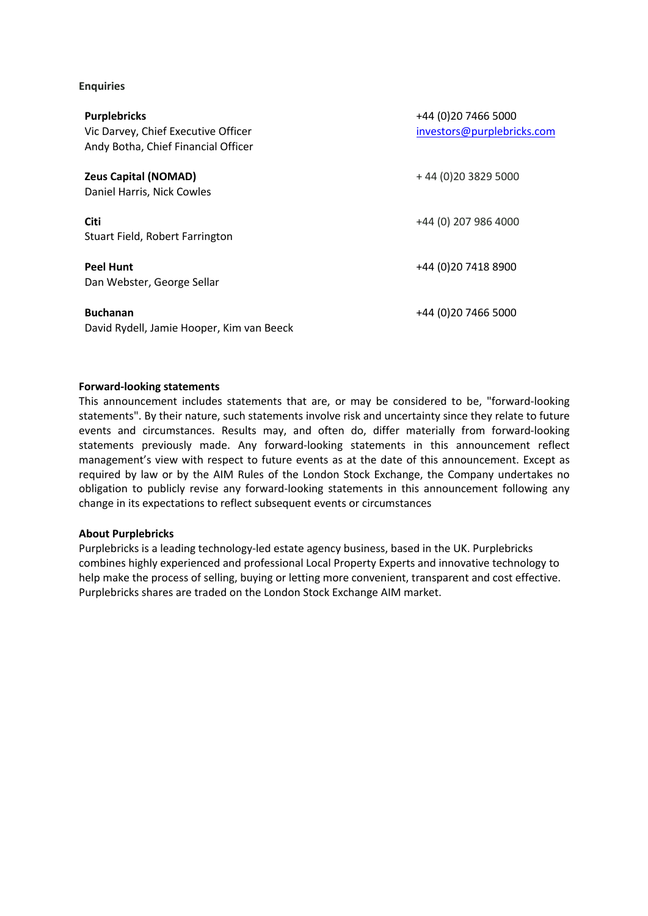**Enquiries**

| | |
|---|---|
| **Purplebricks**<br>Vic Darvey, Chief Executive Officer<br>Andy Botha, Chief Financial Officer | +44 (0)20 7466 5000<br>investors@purplebricks.com |
| **Zeus Capital (NOMAD)**<br>Daniel Harris, Nick Cowles | + 44 (0)20 3829 5000 |
| **Citi**<br>Stuart Field, Robert Farrington | +44 (0) 207 986 4000 |
| **Peel Hunt**<br>Dan Webster, George Sellar | +44 (0)20 7418 8900 |
| **Buchanan**<br>David Rydell, Jamie Hooper, Kim van Beeck | +44 (0)20 7466 5000 |

**Forward-looking statements**

This announcement includes statements that are, or may be considered to be, "forward-looking statements". By their nature, such statements involve risk and uncertainty since they relate to future events and circumstances. Results may, and often do, differ materially from forward-looking statements previously made. Any forward-looking statements in this announcement reflect management's view with respect to future events as at the date of this announcement. Except as required by law or by the AIM Rules of the London Stock Exchange, the Company undertakes no obligation to publicly revise any forward-looking statements in this announcement following any change in its expectations to reflect subsequent events or circumstances

**About Purplebricks**

Purplebricks is a leading technology-led estate agency business, based in the UK. Purplebricks combines highly experienced and professional Local Property Experts and innovative technology to help make the process of selling, buying or letting more convenient, transparent and cost effective. Purplebricks shares are traded on the London Stock Exchange AIM market.